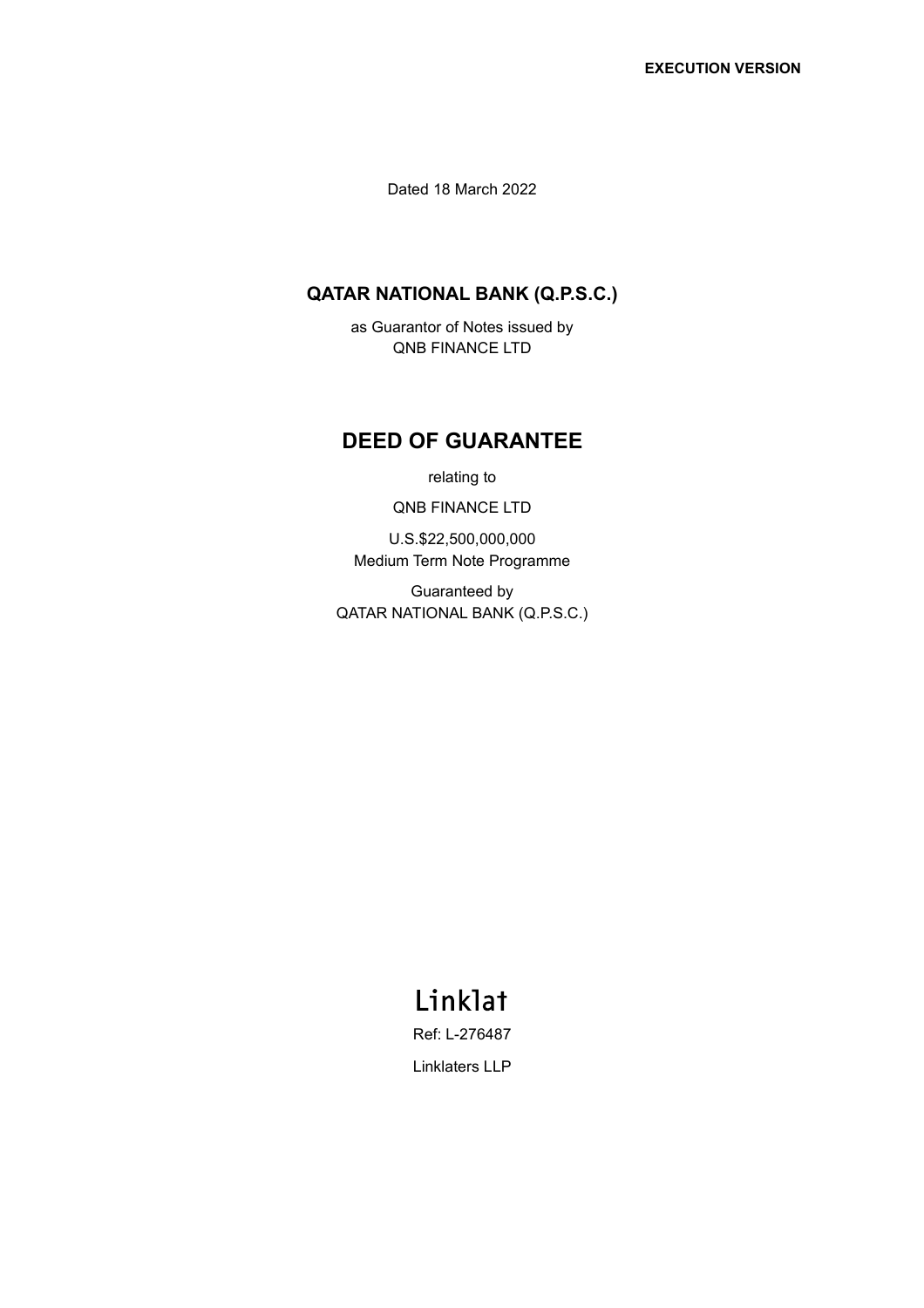**EXECUTION VERSION**

Dated 18 March 2022

**QATAR NATIONAL BANK (Q.P.S.C.)**

as Guarantor of Notes issued by
QNB FINANCE LTD

# DEED OF GUARANTEE

relating to

QNB FINANCE LTD

U.S.$22,500,000,000
Medium Term Note Programme

Guaranteed by
QATAR NATIONAL BANK (Q.P.S.C.)

Linklat

Ref: L-276487

Linklaters LLP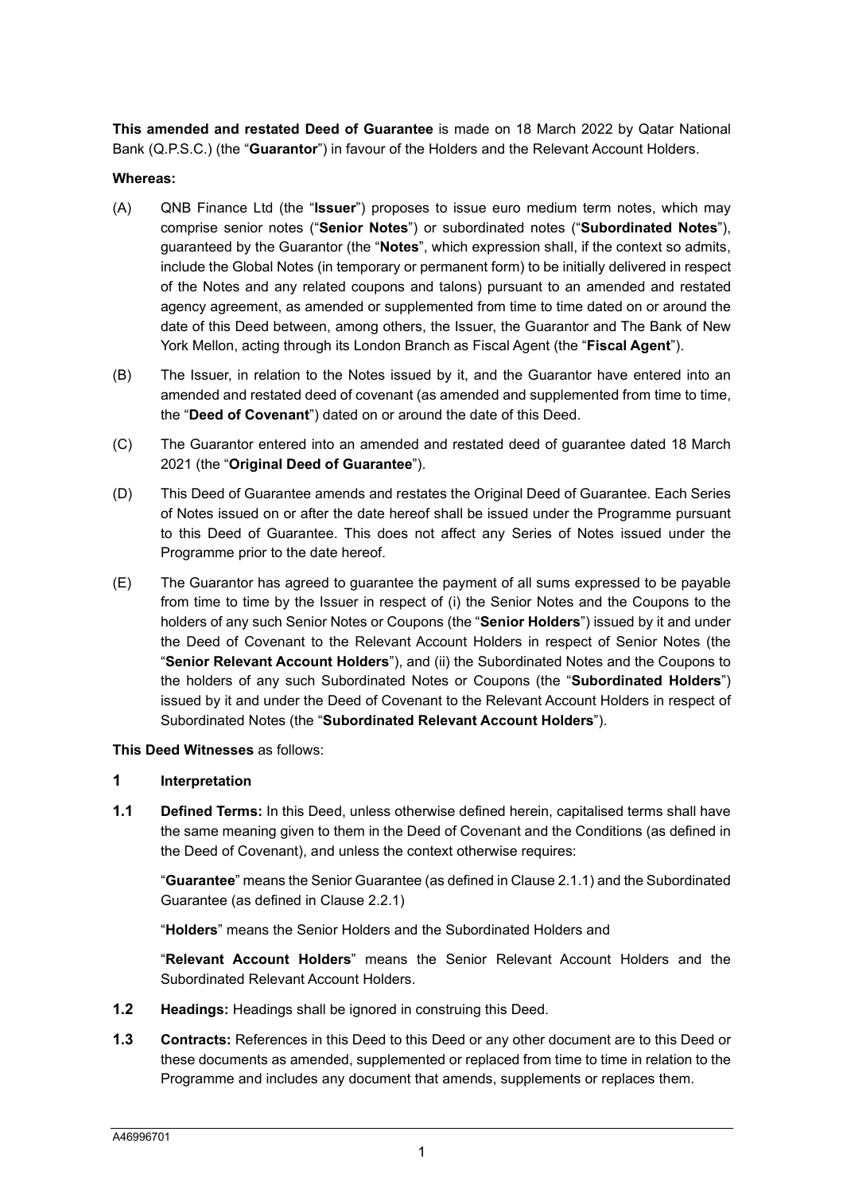**This amended and restated Deed of Guarantee** is made on 18 March 2022 by Qatar National Bank (Q.P.S.C.) (the "**Guarantor**") in favour of the Holders and the Relevant Account Holders.

**Whereas:**

(A) QNB Finance Ltd (the "**Issuer**") proposes to issue euro medium term notes, which may comprise senior notes ("**Senior Notes**") or subordinated notes ("**Subordinated Notes**"), guaranteed by the Guarantor (the "**Notes**", which expression shall, if the context so admits, include the Global Notes (in temporary or permanent form) to be initially delivered in respect of the Notes and any related coupons and talons) pursuant to an amended and restated agency agreement, as amended or supplemented from time to time dated on or around the date of this Deed between, among others, the Issuer, the Guarantor and The Bank of New York Mellon, acting through its London Branch as Fiscal Agent (the "**Fiscal Agent**").

(B) The Issuer, in relation to the Notes issued by it, and the Guarantor have entered into an amended and restated deed of covenant (as amended and supplemented from time to time, the "**Deed of Covenant**") dated on or around the date of this Deed.

(C) The Guarantor entered into an amended and restated deed of guarantee dated 18 March 2021 (the "**Original Deed of Guarantee**").

(D) This Deed of Guarantee amends and restates the Original Deed of Guarantee. Each Series of Notes issued on or after the date hereof shall be issued under the Programme pursuant to this Deed of Guarantee. This does not affect any Series of Notes issued under the Programme prior to the date hereof.

(E) The Guarantor has agreed to guarantee the payment of all sums expressed to be payable from time to time by the Issuer in respect of (i) the Senior Notes and the Coupons to the holders of any such Senior Notes or Coupons (the "**Senior Holders**") issued by it and under the Deed of Covenant to the Relevant Account Holders in respect of Senior Notes (the "**Senior Relevant Account Holders**"), and (ii) the Subordinated Notes and the Coupons to the holders of any such Subordinated Notes or Coupons (the "**Subordinated Holders**") issued by it and under the Deed of Covenant to the Relevant Account Holders in respect of Subordinated Notes (the "**Subordinated Relevant Account Holders**").

**This Deed Witnesses** as follows:

## 1 Interpretation

**1.1 Defined Terms:** In this Deed, unless otherwise defined herein, capitalised terms shall have the same meaning given to them in the Deed of Covenant and the Conditions (as defined in the Deed of Covenant), and unless the context otherwise requires:

"**Guarantee**" means the Senior Guarantee (as defined in Clause 2.1.1) and the Subordinated Guarantee (as defined in Clause 2.2.1)

"**Holders**" means the Senior Holders and the Subordinated Holders and

"**Relevant Account Holders**" means the Senior Relevant Account Holders and the Subordinated Relevant Account Holders.

**1.2 Headings:** Headings shall be ignored in construing this Deed.

**1.3 Contracts:** References in this Deed to this Deed or any other document are to this Deed or these documents as amended, supplemented or replaced from time to time in relation to the Programme and includes any document that amends, supplements or replaces them.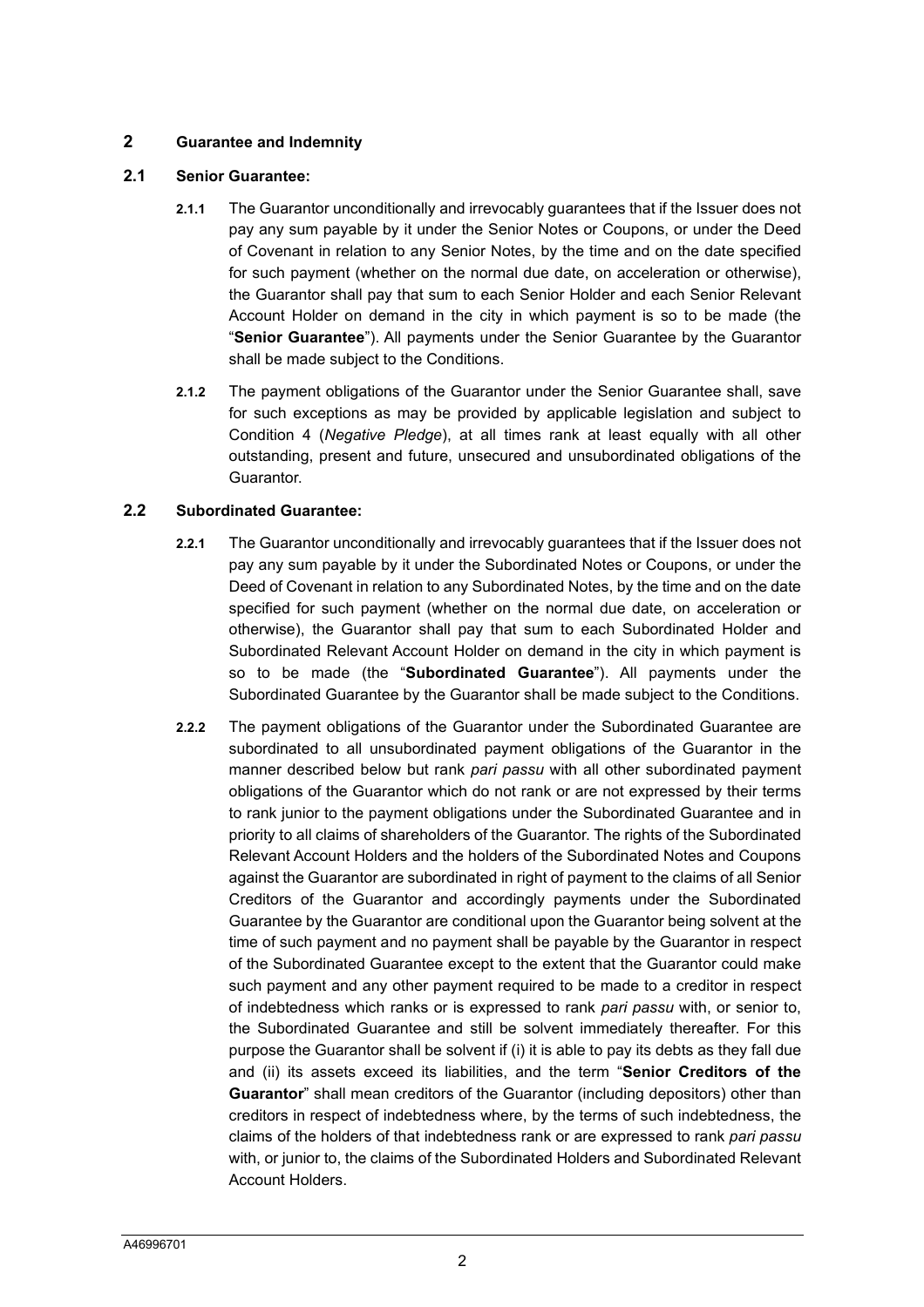## 2 Guarantee and Indemnity

### 2.1 Senior Guarantee:

**2.1.1** The Guarantor unconditionally and irrevocably guarantees that if the Issuer does not pay any sum payable by it under the Senior Notes or Coupons, or under the Deed of Covenant in relation to any Senior Notes, by the time and on the date specified for such payment (whether on the normal due date, on acceleration or otherwise), the Guarantor shall pay that sum to each Senior Holder and each Senior Relevant Account Holder on demand in the city in which payment is so to be made (the "**Senior Guarantee**"). All payments under the Senior Guarantee by the Guarantor shall be made subject to the Conditions.

**2.1.2** The payment obligations of the Guarantor under the Senior Guarantee shall, save for such exceptions as may be provided by applicable legislation and subject to Condition 4 (*Negative Pledge*), at all times rank at least equally with all other outstanding, present and future, unsecured and unsubordinated obligations of the Guarantor.

### 2.2 Subordinated Guarantee:

**2.2.1** The Guarantor unconditionally and irrevocably guarantees that if the Issuer does not pay any sum payable by it under the Subordinated Notes or Coupons, or under the Deed of Covenant in relation to any Subordinated Notes, by the time and on the date specified for such payment (whether on the normal due date, on acceleration or otherwise), the Guarantor shall pay that sum to each Subordinated Holder and Subordinated Relevant Account Holder on demand in the city in which payment is so to be made (the "**Subordinated Guarantee**"). All payments under the Subordinated Guarantee by the Guarantor shall be made subject to the Conditions.

**2.2.2** The payment obligations of the Guarantor under the Subordinated Guarantee are subordinated to all unsubordinated payment obligations of the Guarantor in the manner described below but rank *pari passu* with all other subordinated payment obligations of the Guarantor which do not rank or are not expressed by their terms to rank junior to the payment obligations under the Subordinated Guarantee and in priority to all claims of shareholders of the Guarantor. The rights of the Subordinated Relevant Account Holders and the holders of the Subordinated Notes and Coupons against the Guarantor are subordinated in right of payment to the claims of all Senior Creditors of the Guarantor and accordingly payments under the Subordinated Guarantee by the Guarantor are conditional upon the Guarantor being solvent at the time of such payment and no payment shall be payable by the Guarantor in respect of the Subordinated Guarantee except to the extent that the Guarantor could make such payment and any other payment required to be made to a creditor in respect of indebtedness which ranks or is expressed to rank *pari passu* with, or senior to, the Subordinated Guarantee and still be solvent immediately thereafter. For this purpose the Guarantor shall be solvent if (i) it is able to pay its debts as they fall due and (ii) its assets exceed its liabilities, and the term "**Senior Creditors of the Guarantor**" shall mean creditors of the Guarantor (including depositors) other than creditors in respect of indebtedness where, by the terms of such indebtedness, the claims of the holders of that indebtedness rank or are expressed to rank *pari passu* with, or junior to, the claims of the Subordinated Holders and Subordinated Relevant Account Holders.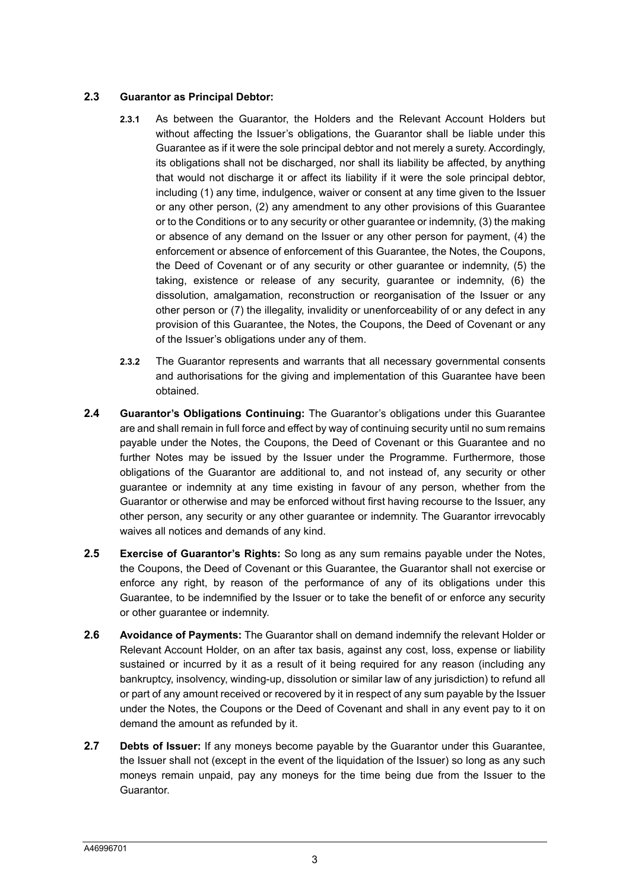**2.3 Guarantor as Principal Debtor:**

**2.3.1** As between the Guarantor, the Holders and the Relevant Account Holders but without affecting the Issuer's obligations, the Guarantor shall be liable under this Guarantee as if it were the sole principal debtor and not merely a surety. Accordingly, its obligations shall not be discharged, nor shall its liability be affected, by anything that would not discharge it or affect its liability if it were the sole principal debtor, including (1) any time, indulgence, waiver or consent at any time given to the Issuer or any other person, (2) any amendment to any other provisions of this Guarantee or to the Conditions or to any security or other guarantee or indemnity, (3) the making or absence of any demand on the Issuer or any other person for payment, (4) the enforcement or absence of enforcement of this Guarantee, the Notes, the Coupons, the Deed of Covenant or of any security or other guarantee or indemnity, (5) the taking, existence or release of any security, guarantee or indemnity, (6) the dissolution, amalgamation, reconstruction or reorganisation of the Issuer or any other person or (7) the illegality, invalidity or unenforceability of or any defect in any provision of this Guarantee, the Notes, the Coupons, the Deed of Covenant or any of the Issuer's obligations under any of them.

**2.3.2** The Guarantor represents and warrants that all necessary governmental consents and authorisations for the giving and implementation of this Guarantee have been obtained.

**2.4 Guarantor's Obligations Continuing:** The Guarantor's obligations under this Guarantee are and shall remain in full force and effect by way of continuing security until no sum remains payable under the Notes, the Coupons, the Deed of Covenant or this Guarantee and no further Notes may be issued by the Issuer under the Programme. Furthermore, those obligations of the Guarantor are additional to, and not instead of, any security or other guarantee or indemnity at any time existing in favour of any person, whether from the Guarantor or otherwise and may be enforced without first having recourse to the Issuer, any other person, any security or any other guarantee or indemnity. The Guarantor irrevocably waives all notices and demands of any kind.

**2.5 Exercise of Guarantor's Rights:** So long as any sum remains payable under the Notes, the Coupons, the Deed of Covenant or this Guarantee, the Guarantor shall not exercise or enforce any right, by reason of the performance of any of its obligations under this Guarantee, to be indemnified by the Issuer or to take the benefit of or enforce any security or other guarantee or indemnity.

**2.6 Avoidance of Payments:** The Guarantor shall on demand indemnify the relevant Holder or Relevant Account Holder, on an after tax basis, against any cost, loss, expense or liability sustained or incurred by it as a result of it being required for any reason (including any bankruptcy, insolvency, winding-up, dissolution or similar law of any jurisdiction) to refund all or part of any amount received or recovered by it in respect of any sum payable by the Issuer under the Notes, the Coupons or the Deed of Covenant and shall in any event pay to it on demand the amount as refunded by it.

**2.7 Debts of Issuer:** If any moneys become payable by the Guarantor under this Guarantee, the Issuer shall not (except in the event of the liquidation of the Issuer) so long as any such moneys remain unpaid, pay any moneys for the time being due from the Issuer to the Guarantor.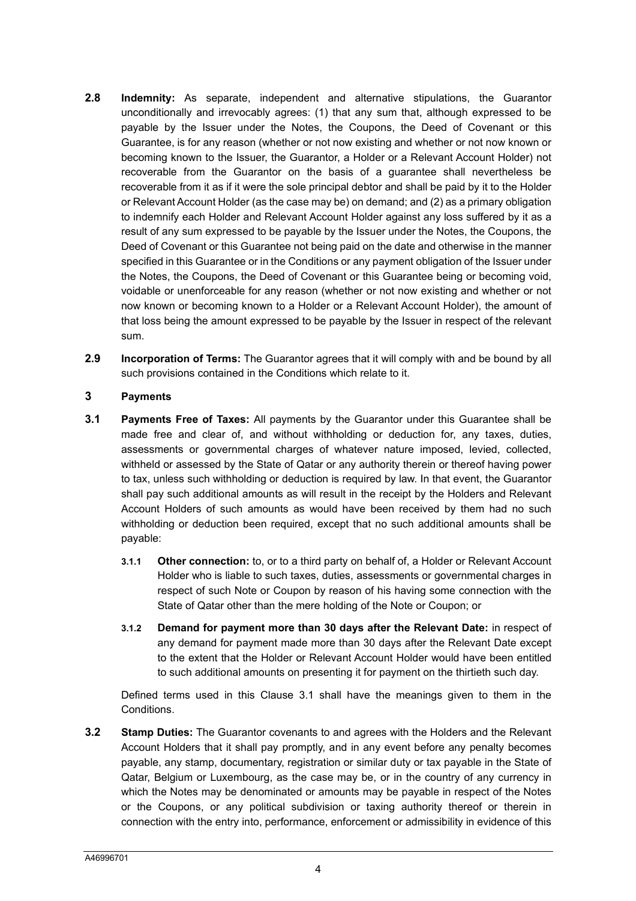**2.8** **Indemnity:** As separate, independent and alternative stipulations, the Guarantor unconditionally and irrevocably agrees: (1) that any sum that, although expressed to be payable by the Issuer under the Notes, the Coupons, the Deed of Covenant or this Guarantee, is for any reason (whether or not now existing and whether or not now known or becoming known to the Issuer, the Guarantor, a Holder or a Relevant Account Holder) not recoverable from the Guarantor on the basis of a guarantee shall nevertheless be recoverable from it as if it were the sole principal debtor and shall be paid by it to the Holder or Relevant Account Holder (as the case may be) on demand; and (2) as a primary obligation to indemnify each Holder and Relevant Account Holder against any loss suffered by it as a result of any sum expressed to be payable by the Issuer under the Notes, the Coupons, the Deed of Covenant or this Guarantee not being paid on the date and otherwise in the manner specified in this Guarantee or in the Conditions or any payment obligation of the Issuer under the Notes, the Coupons, the Deed of Covenant or this Guarantee being or becoming void, voidable or unenforceable for any reason (whether or not now existing and whether or not now known or becoming known to a Holder or a Relevant Account Holder), the amount of that loss being the amount expressed to be payable by the Issuer in respect of the relevant sum.

**2.9** **Incorporation of Terms:** The Guarantor agrees that it will comply with and be bound by all such provisions contained in the Conditions which relate to it.

## 3 Payments

**3.1** **Payments Free of Taxes:** All payments by the Guarantor under this Guarantee shall be made free and clear of, and without withholding or deduction for, any taxes, duties, assessments or governmental charges of whatever nature imposed, levied, collected, withheld or assessed by the State of Qatar or any authority therein or thereof having power to tax, unless such withholding or deduction is required by law. In that event, the Guarantor shall pay such additional amounts as will result in the receipt by the Holders and Relevant Account Holders of such amounts as would have been received by them had no such withholding or deduction been required, except that no such additional amounts shall be payable:

**3.1.1** **Other connection:** to, or to a third party on behalf of, a Holder or Relevant Account Holder who is liable to such taxes, duties, assessments or governmental charges in respect of such Note or Coupon by reason of his having some connection with the State of Qatar other than the mere holding of the Note or Coupon; or

**3.1.2** **Demand for payment more than 30 days after the Relevant Date:** in respect of any demand for payment made more than 30 days after the Relevant Date except to the extent that the Holder or Relevant Account Holder would have been entitled to such additional amounts on presenting it for payment on the thirtieth such day.

Defined terms used in this Clause 3.1 shall have the meanings given to them in the Conditions.

**3.2** **Stamp Duties:** The Guarantor covenants to and agrees with the Holders and the Relevant Account Holders that it shall pay promptly, and in any event before any penalty becomes payable, any stamp, documentary, registration or similar duty or tax payable in the State of Qatar, Belgium or Luxembourg, as the case may be, or in the country of any currency in which the Notes may be denominated or amounts may be payable in respect of the Notes or the Coupons, or any political subdivision or taxing authority thereof or therein in connection with the entry into, performance, enforcement or admissibility in evidence of this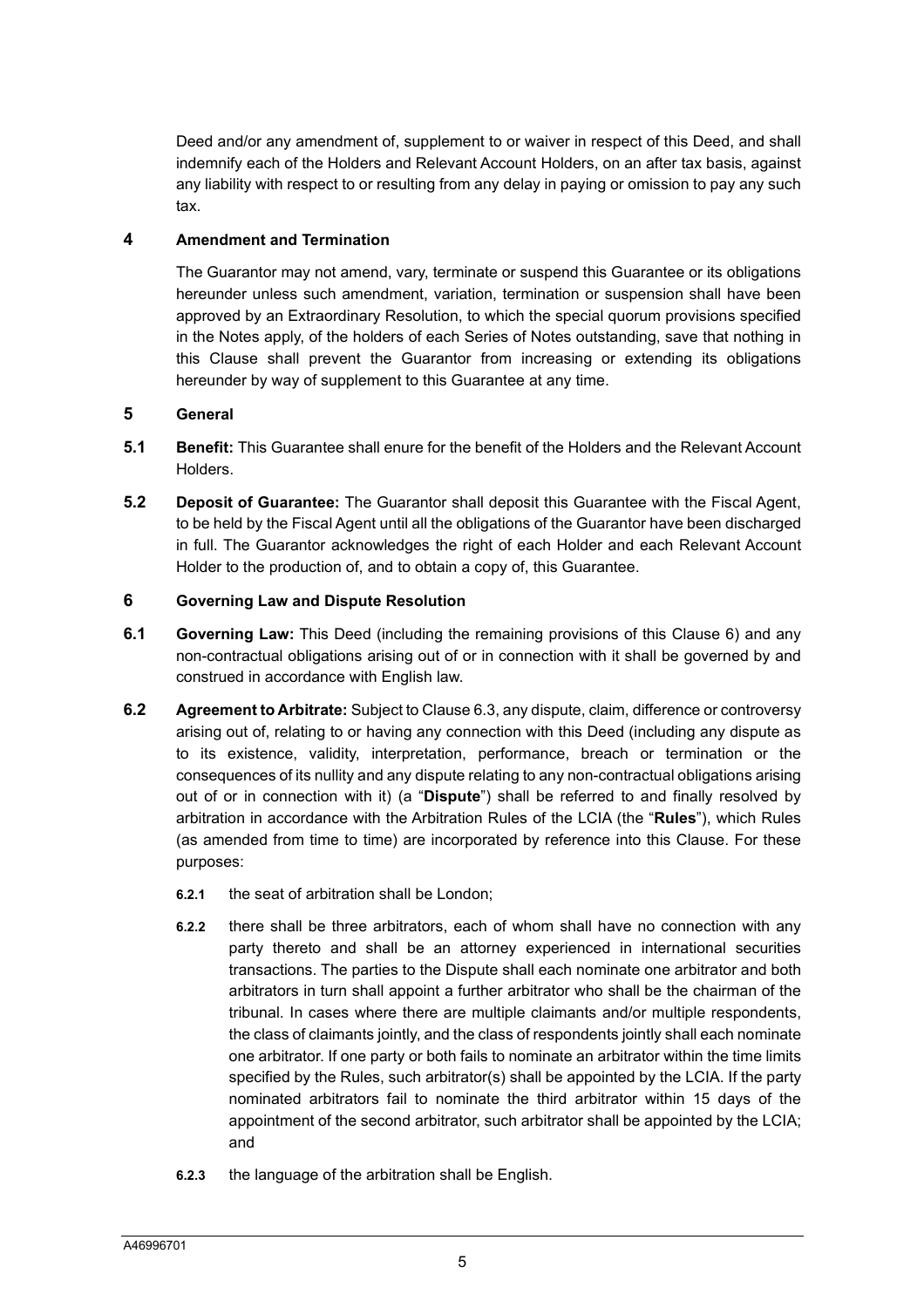Deed and/or any amendment of, supplement to or waiver in respect of this Deed, and shall indemnify each of the Holders and Relevant Account Holders, on an after tax basis, against any liability with respect to or resulting from any delay in paying or omission to pay any such tax.

## 4 Amendment and Termination

The Guarantor may not amend, vary, terminate or suspend this Guarantee or its obligations hereunder unless such amendment, variation, termination or suspension shall have been approved by an Extraordinary Resolution, to which the special quorum provisions specified in the Notes apply, of the holders of each Series of Notes outstanding, save that nothing in this Clause shall prevent the Guarantor from increasing or extending its obligations hereunder by way of supplement to this Guarantee at any time.

## 5 General

**5.1** **Benefit:** This Guarantee shall enure for the benefit of the Holders and the Relevant Account Holders.

**5.2** **Deposit of Guarantee:** The Guarantor shall deposit this Guarantee with the Fiscal Agent, to be held by the Fiscal Agent until all the obligations of the Guarantor have been discharged in full. The Guarantor acknowledges the right of each Holder and each Relevant Account Holder to the production of, and to obtain a copy of, this Guarantee.

## 6 Governing Law and Dispute Resolution

**6.1** **Governing Law:** This Deed (including the remaining provisions of this Clause 6) and any non-contractual obligations arising out of or in connection with it shall be governed by and construed in accordance with English law.

**6.2** **Agreement to Arbitrate:** Subject to Clause 6.3, any dispute, claim, difference or controversy arising out of, relating to or having any connection with this Deed (including any dispute as to its existence, validity, interpretation, performance, breach or termination or the consequences of its nullity and any dispute relating to any non-contractual obligations arising out of or in connection with it) (a "**Dispute**") shall be referred to and finally resolved by arbitration in accordance with the Arbitration Rules of the LCIA (the "**Rules**"), which Rules (as amended from time to time) are incorporated by reference into this Clause. For these purposes:

**6.2.1** the seat of arbitration shall be London;

**6.2.2** there shall be three arbitrators, each of whom shall have no connection with any party thereto and shall be an attorney experienced in international securities transactions. The parties to the Dispute shall each nominate one arbitrator and both arbitrators in turn shall appoint a further arbitrator who shall be the chairman of the tribunal. In cases where there are multiple claimants and/or multiple respondents, the class of claimants jointly, and the class of respondents jointly shall each nominate one arbitrator. If one party or both fails to nominate an arbitrator within the time limits specified by the Rules, such arbitrator(s) shall be appointed by the LCIA. If the party nominated arbitrators fail to nominate the third arbitrator within 15 days of the appointment of the second arbitrator, such arbitrator shall be appointed by the LCIA; and

**6.2.3** the language of the arbitration shall be English.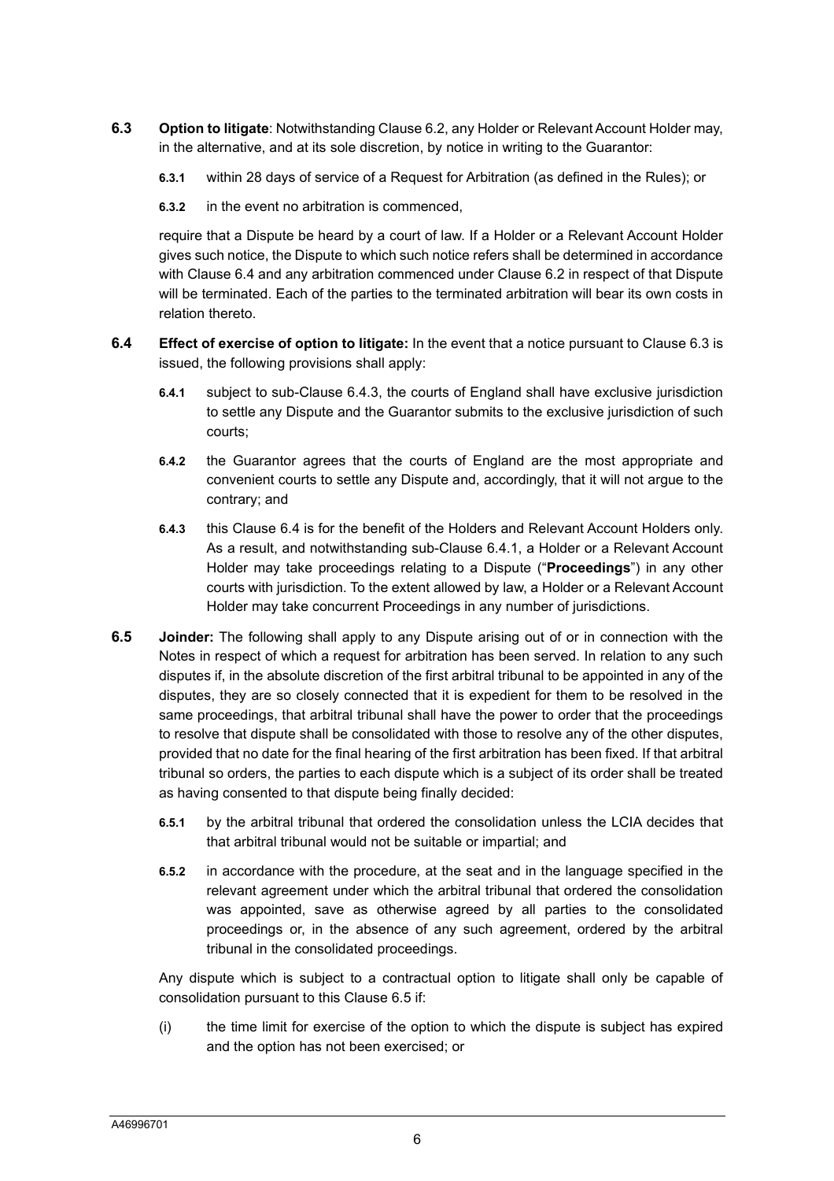**6.3** **Option to litigate**: Notwithstanding Clause 6.2, any Holder or Relevant Account Holder may, in the alternative, and at its sole discretion, by notice in writing to the Guarantor:

**6.3.1** within 28 days of service of a Request for Arbitration (as defined in the Rules); or

**6.3.2** in the event no arbitration is commenced,

require that a Dispute be heard by a court of law. If a Holder or a Relevant Account Holder gives such notice, the Dispute to which such notice refers shall be determined in accordance with Clause 6.4 and any arbitration commenced under Clause 6.2 in respect of that Dispute will be terminated. Each of the parties to the terminated arbitration will bear its own costs in relation thereto.

**6.4** **Effect of exercise of option to litigate:** In the event that a notice pursuant to Clause 6.3 is issued, the following provisions shall apply:

**6.4.1** subject to sub-Clause 6.4.3, the courts of England shall have exclusive jurisdiction to settle any Dispute and the Guarantor submits to the exclusive jurisdiction of such courts;

**6.4.2** the Guarantor agrees that the courts of England are the most appropriate and convenient courts to settle any Dispute and, accordingly, that it will not argue to the contrary; and

**6.4.3** this Clause 6.4 is for the benefit of the Holders and Relevant Account Holders only. As a result, and notwithstanding sub-Clause 6.4.1, a Holder or a Relevant Account Holder may take proceedings relating to a Dispute ("**Proceedings**") in any other courts with jurisdiction. To the extent allowed by law, a Holder or a Relevant Account Holder may take concurrent Proceedings in any number of jurisdictions.

**6.5** **Joinder:** The following shall apply to any Dispute arising out of or in connection with the Notes in respect of which a request for arbitration has been served. In relation to any such disputes if, in the absolute discretion of the first arbitral tribunal to be appointed in any of the disputes, they are so closely connected that it is expedient for them to be resolved in the same proceedings, that arbitral tribunal shall have the power to order that the proceedings to resolve that dispute shall be consolidated with those to resolve any of the other disputes, provided that no date for the final hearing of the first arbitration has been fixed. If that arbitral tribunal so orders, the parties to each dispute which is a subject of its order shall be treated as having consented to that dispute being finally decided:

**6.5.1** by the arbitral tribunal that ordered the consolidation unless the LCIA decides that that arbitral tribunal would not be suitable or impartial; and

**6.5.2** in accordance with the procedure, at the seat and in the language specified in the relevant agreement under which the arbitral tribunal that ordered the consolidation was appointed, save as otherwise agreed by all parties to the consolidated proceedings or, in the absence of any such agreement, ordered by the arbitral tribunal in the consolidated proceedings.

Any dispute which is subject to a contractual option to litigate shall only be capable of consolidation pursuant to this Clause 6.5 if:

(i) the time limit for exercise of the option to which the dispute is subject has expired and the option has not been exercised; or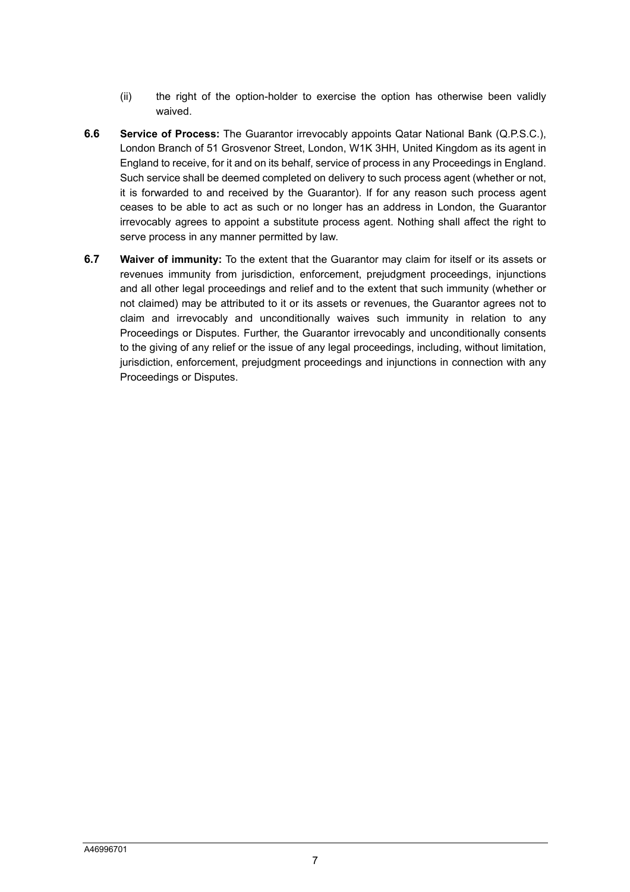(ii) the right of the option-holder to exercise the option has otherwise been validly waived.

**6.6 Service of Process:** The Guarantor irrevocably appoints Qatar National Bank (Q.P.S.C.), London Branch of 51 Grosvenor Street, London, W1K 3HH, United Kingdom as its agent in England to receive, for it and on its behalf, service of process in any Proceedings in England. Such service shall be deemed completed on delivery to such process agent (whether or not, it is forwarded to and received by the Guarantor). If for any reason such process agent ceases to be able to act as such or no longer has an address in London, the Guarantor irrevocably agrees to appoint a substitute process agent. Nothing shall affect the right to serve process in any manner permitted by law.

**6.7 Waiver of immunity:** To the extent that the Guarantor may claim for itself or its assets or revenues immunity from jurisdiction, enforcement, prejudgment proceedings, injunctions and all other legal proceedings and relief and to the extent that such immunity (whether or not claimed) may be attributed to it or its assets or revenues, the Guarantor agrees not to claim and irrevocably and unconditionally waives such immunity in relation to any Proceedings or Disputes. Further, the Guarantor irrevocably and unconditionally consents to the giving of any relief or the issue of any legal proceedings, including, without limitation, jurisdiction, enforcement, prejudgment proceedings and injunctions in connection with any Proceedings or Disputes.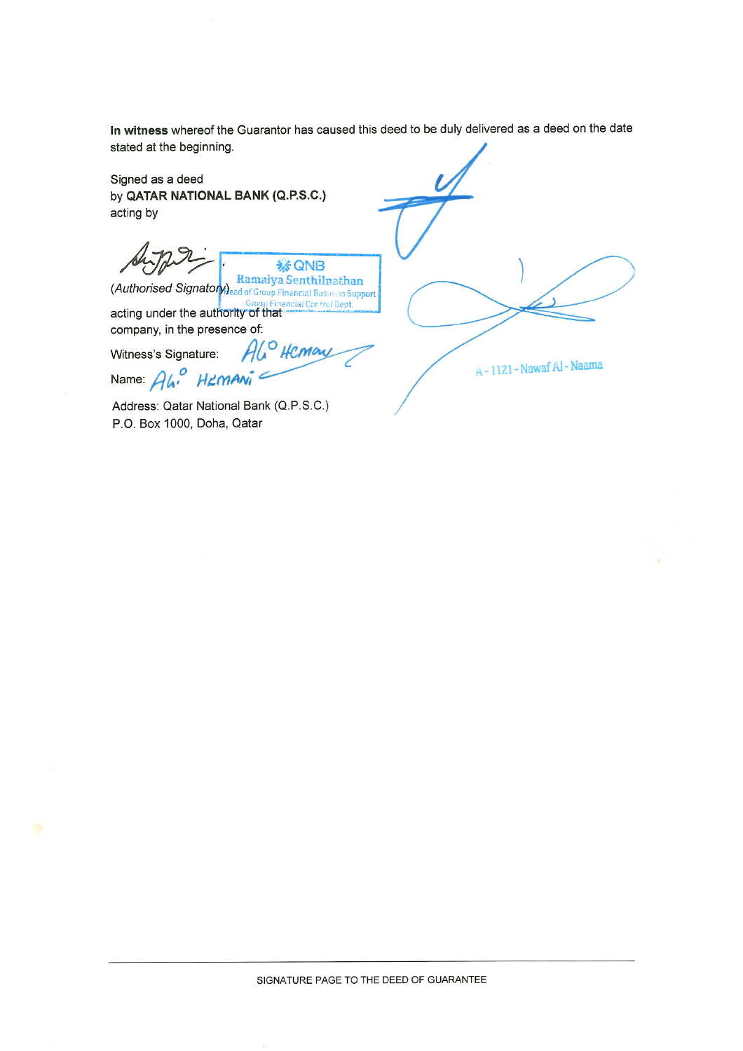**In witness** whereof the Guarantor has caused this deed to be duly delivered as a deed on the date stated at the beginning.

Signed as a deed
by **QATAR NATIONAL BANK (Q.P.S.C.)**
acting by

QNB
Ramaiya Senthilnathan
Head of Group Financial Business Support
Group Financial Control Dept.

(*Authorised Signatory*)

acting under the authority of that company, in the presence of:

Witness's Signature: Ali Hemani

Name: Ali HEMANI

Address: Qatar National Bank (Q.P.S.C.)
P.O. Box 1000, Doha, Qatar

A - 1121 - Nawaf Al - Naama

SIGNATURE PAGE TO THE DEED OF GUARANTEE